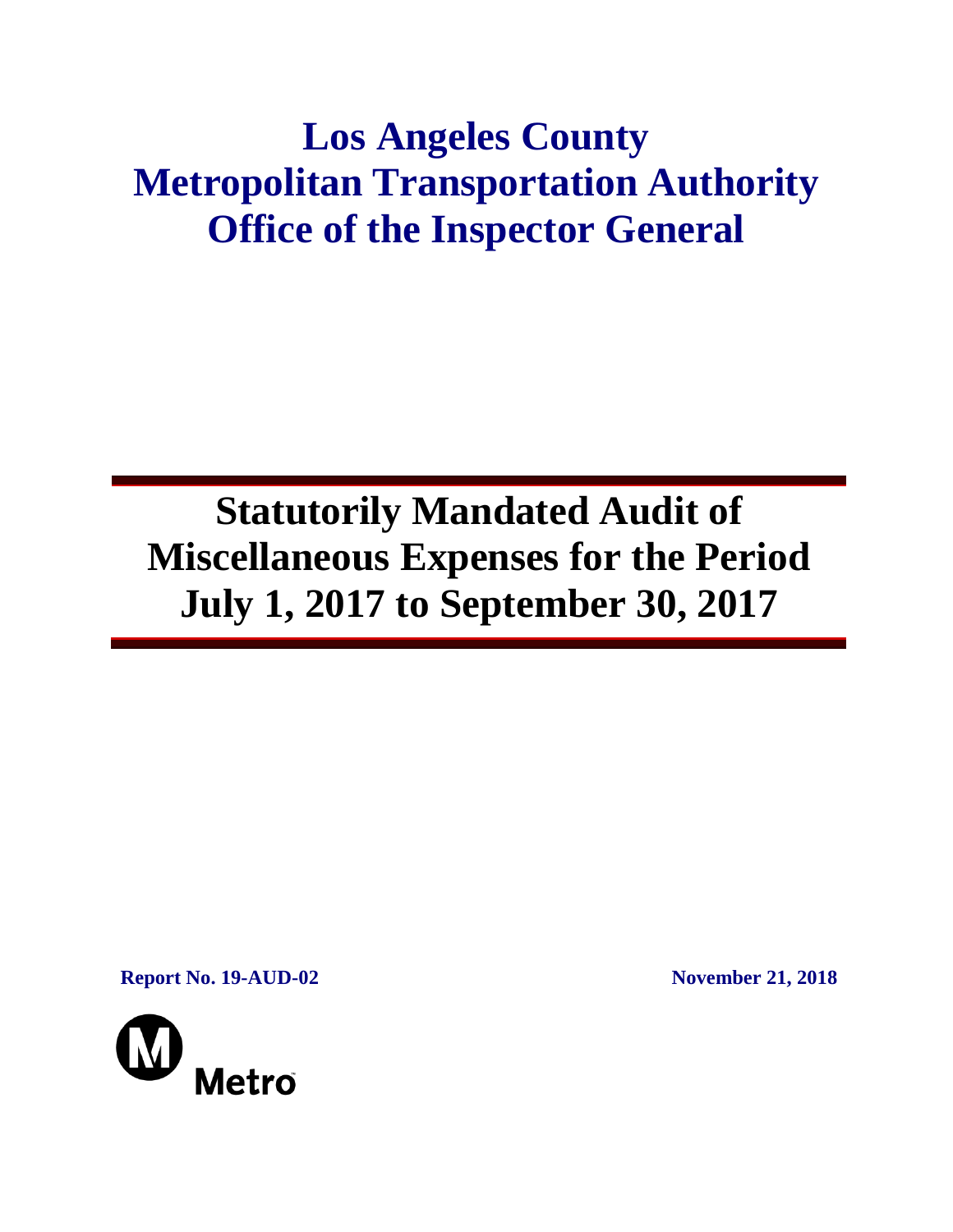# Los Angeles County Metropolitan Transportation Authority Office of the Inspector General

## Statutorily Mandated Audit of Miscellaneous Expenses for the Period July 1, 2017 to September 30, 2017

**Report No. 19-AUD-02**

**November 21, 2018**

Metro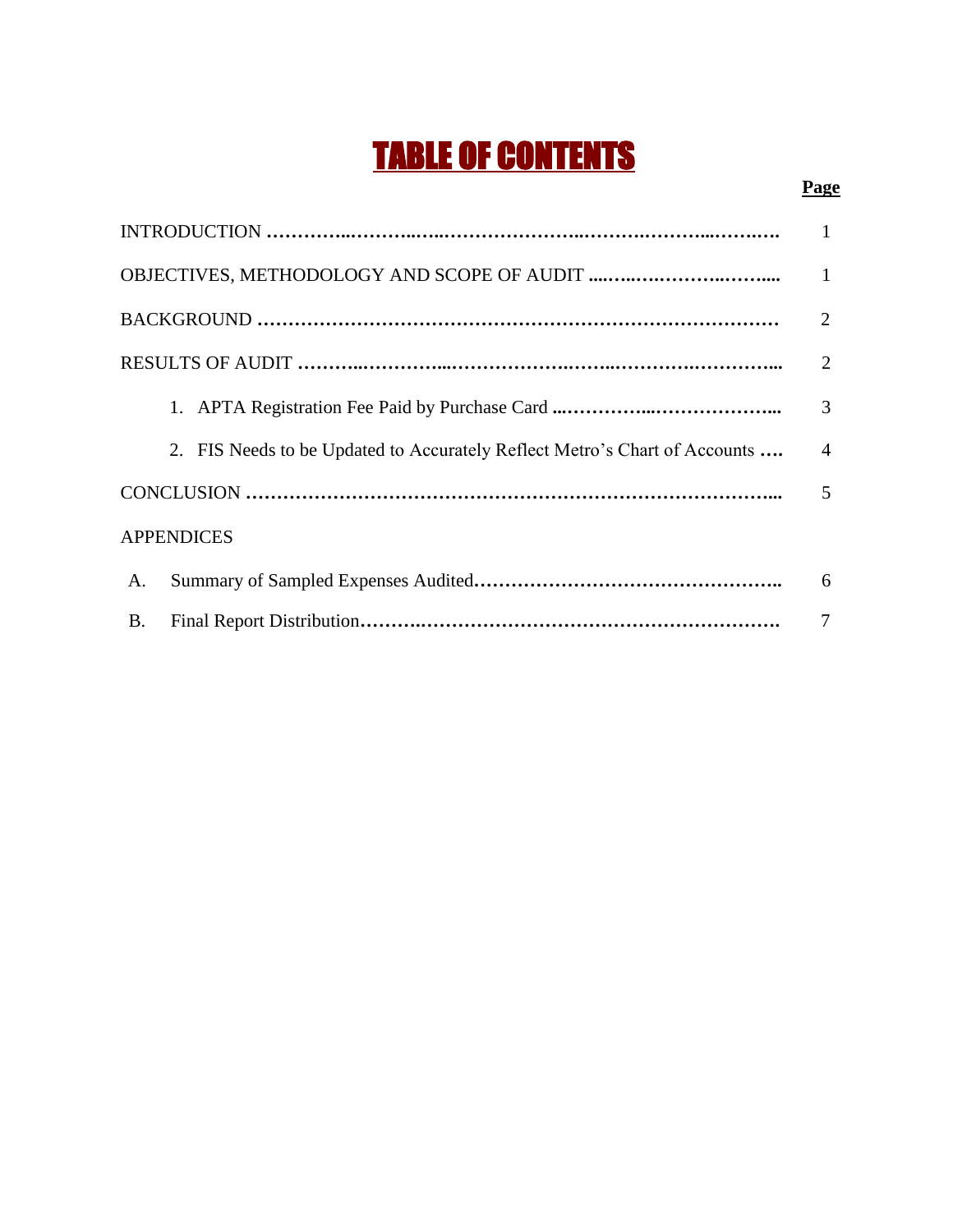# TABLE OF CONTENTS

| | Page |
|---|---|
| INTRODUCTION | 1 |
| OBJECTIVES, METHODOLOGY AND SCOPE OF AUDIT | 1 |
| BACKGROUND | 2 |
| RESULTS OF AUDIT | 2 |
| 1. APTA Registration Fee Paid by Purchase Card | 3 |
| 2. FIS Needs to be Updated to Accurately Reflect Metro's Chart of Accounts | 4 |
| CONCLUSION | 5 |
| APPENDICES | |
| A. Summary of Sampled Expenses Audited | 6 |
| B. Final Report Distribution | 7 |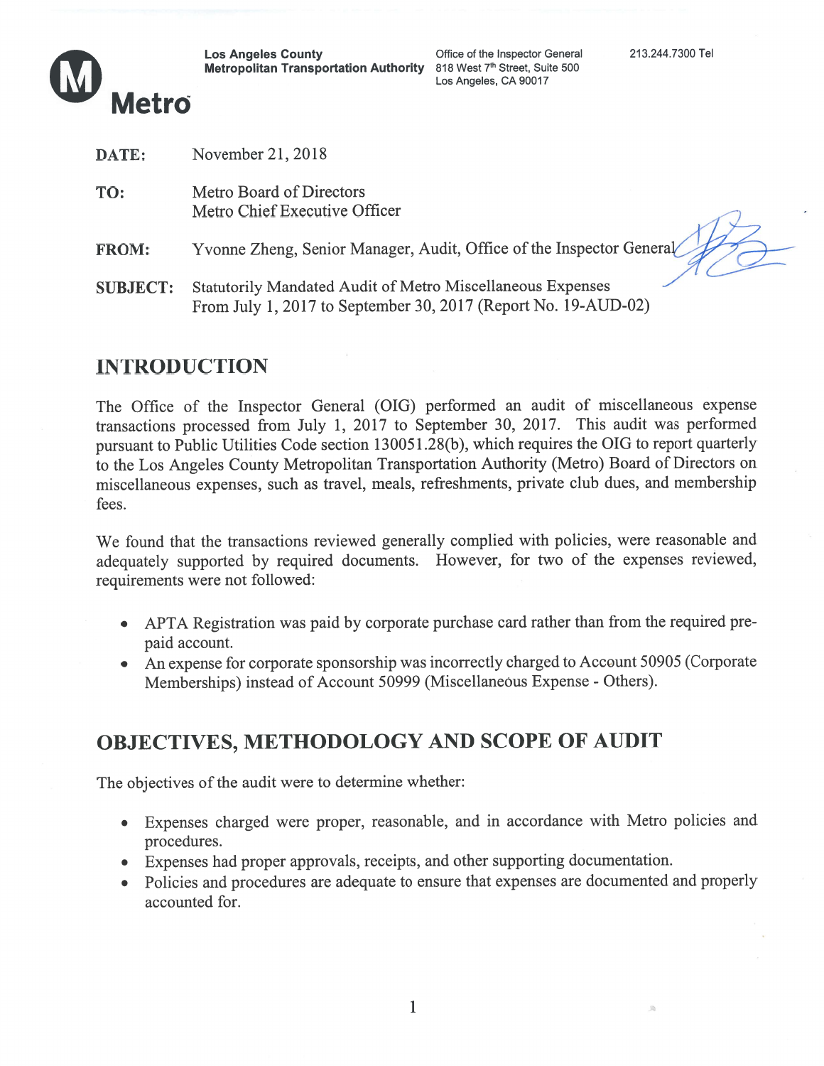**Metro**

**Los Angeles County Metropolitan Transportation Authority**

Office of the Inspector General
818 West 7th Street, Suite 500
Los Angeles, CA 90017

213.244.7300 Tel

**DATE:** November 21, 2018

**TO:** Metro Board of Directors
Metro Chief Executive Officer

**FROM:** Yvonne Zheng, Senior Manager, Audit, Office of the Inspector General

**SUBJECT:** Statutorily Mandated Audit of Metro Miscellaneous Expenses From July 1, 2017 to September 30, 2017 (Report No. 19-AUD-02)

## INTRODUCTION

The Office of the Inspector General (OIG) performed an audit of miscellaneous expense transactions processed from July 1, 2017 to September 30, 2017. This audit was performed pursuant to Public Utilities Code section 130051.28(b), which requires the OIG to report quarterly to the Los Angeles County Metropolitan Transportation Authority (Metro) Board of Directors on miscellaneous expenses, such as travel, meals, refreshments, private club dues, and membership fees.

We found that the transactions reviewed generally complied with policies, were reasonable and adequately supported by required documents. However, for two of the expenses reviewed, requirements were not followed:

- APTA Registration was paid by corporate purchase card rather than from the required pre-paid account.
- An expense for corporate sponsorship was incorrectly charged to Account 50905 (Corporate Memberships) instead of Account 50999 (Miscellaneous Expense - Others).

## OBJECTIVES, METHODOLOGY AND SCOPE OF AUDIT

The objectives of the audit were to determine whether:

- Expenses charged were proper, reasonable, and in accordance with Metro policies and procedures.
- Expenses had proper approvals, receipts, and other supporting documentation.
- Policies and procedures are adequate to ensure that expenses are documented and properly accounted for.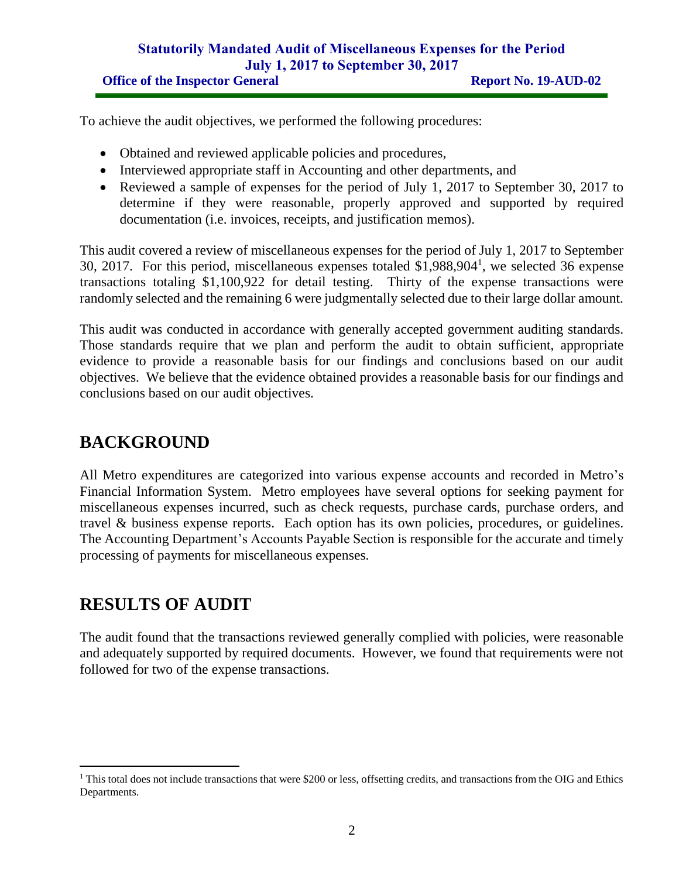To achieve the audit objectives, we performed the following procedures:

- Obtained and reviewed applicable policies and procedures,
- Interviewed appropriate staff in Accounting and other departments, and
- Reviewed a sample of expenses for the period of July 1, 2017 to September 30, 2017 to determine if they were reasonable, properly approved and supported by required documentation (i.e. invoices, receipts, and justification memos).

This audit covered a review of miscellaneous expenses for the period of July 1, 2017 to September 30, 2017. For this period, miscellaneous expenses totaled $1,988,904[1], we selected 36 expense transactions totaling $1,100,922 for detail testing. Thirty of the expense transactions were randomly selected and the remaining 6 were judgmentally selected due to their large dollar amount.

This audit was conducted in accordance with generally accepted government auditing standards. Those standards require that we plan and perform the audit to obtain sufficient, appropriate evidence to provide a reasonable basis for our findings and conclusions based on our audit objectives. We believe that the evidence obtained provides a reasonable basis for our findings and conclusions based on our audit objectives.

# BACKGROUND

All Metro expenditures are categorized into various expense accounts and recorded in Metro's Financial Information System. Metro employees have several options for seeking payment for miscellaneous expenses incurred, such as check requests, purchase cards, purchase orders, and travel & business expense reports. Each option has its own policies, procedures, or guidelines. The Accounting Department's Accounts Payable Section is responsible for the accurate and timely processing of payments for miscellaneous expenses.

# RESULTS OF AUDIT

The audit found that the transactions reviewed generally complied with policies, were reasonable and adequately supported by required documents. However, we found that requirements were not followed for two of the expense transactions.

---

[1] This total does not include transactions that were $200 or less, offsetting credits, and transactions from the OIG and Ethics Departments.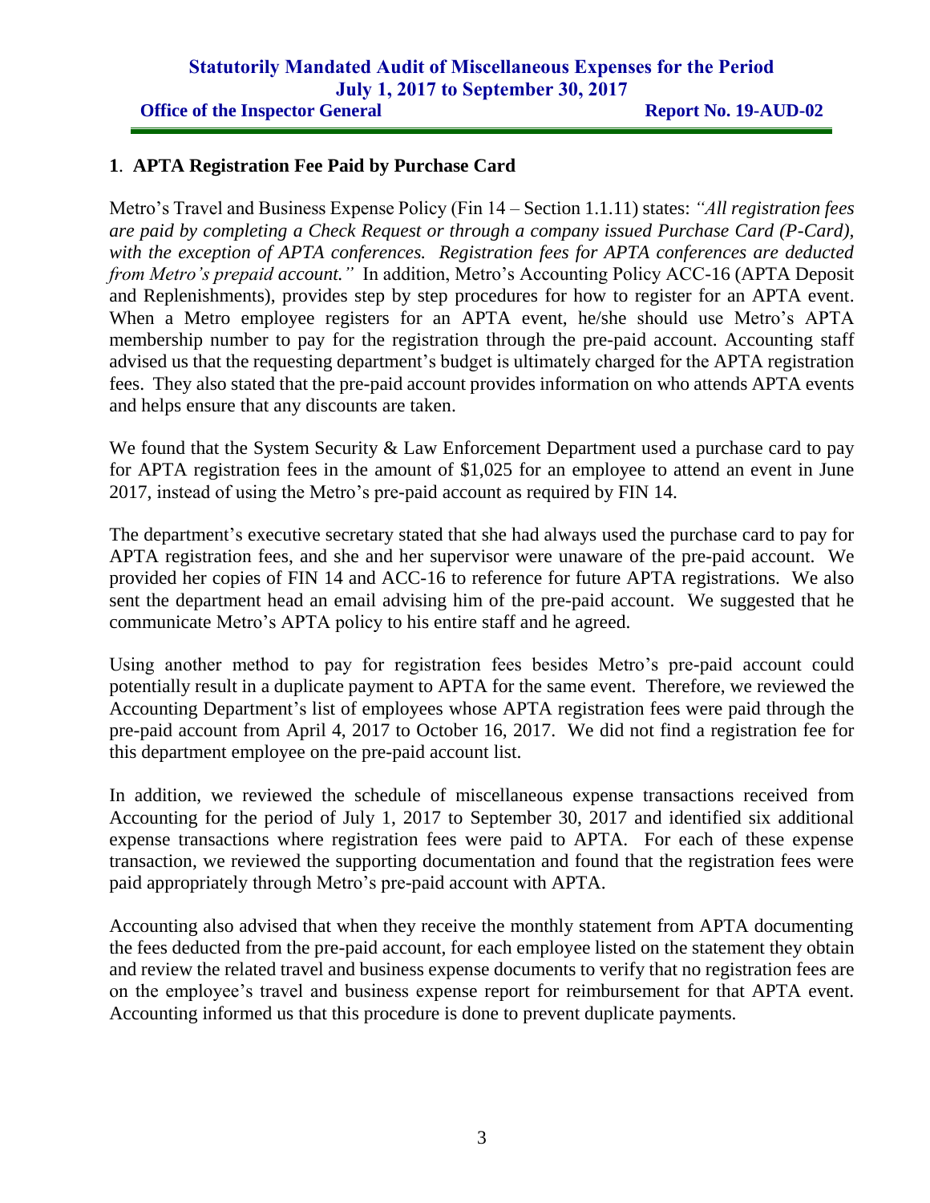## 1. APTA Registration Fee Paid by Purchase Card

Metro's Travel and Business Expense Policy (Fin 14 – Section 1.1.11) states: *"All registration fees are paid by completing a Check Request or through a company issued Purchase Card (P-Card), with the exception of APTA conferences. Registration fees for APTA conferences are deducted from Metro's prepaid account."* In addition, Metro's Accounting Policy ACC-16 (APTA Deposit and Replenishments), provides step by step procedures for how to register for an APTA event. When a Metro employee registers for an APTA event, he/she should use Metro's APTA membership number to pay for the registration through the pre-paid account. Accounting staff advised us that the requesting department's budget is ultimately charged for the APTA registration fees. They also stated that the pre-paid account provides information on who attends APTA events and helps ensure that any discounts are taken.

We found that the System Security & Law Enforcement Department used a purchase card to pay for APTA registration fees in the amount of $1,025 for an employee to attend an event in June 2017, instead of using the Metro's pre-paid account as required by FIN 14.

The department's executive secretary stated that she had always used the purchase card to pay for APTA registration fees, and she and her supervisor were unaware of the pre-paid account. We provided her copies of FIN 14 and ACC-16 to reference for future APTA registrations. We also sent the department head an email advising him of the pre-paid account. We suggested that he communicate Metro's APTA policy to his entire staff and he agreed.

Using another method to pay for registration fees besides Metro's pre-paid account could potentially result in a duplicate payment to APTA for the same event. Therefore, we reviewed the Accounting Department's list of employees whose APTA registration fees were paid through the pre-paid account from April 4, 2017 to October 16, 2017. We did not find a registration fee for this department employee on the pre-paid account list.

In addition, we reviewed the schedule of miscellaneous expense transactions received from Accounting for the period of July 1, 2017 to September 30, 2017 and identified six additional expense transactions where registration fees were paid to APTA. For each of these expense transaction, we reviewed the supporting documentation and found that the registration fees were paid appropriately through Metro's pre-paid account with APTA.

Accounting also advised that when they receive the monthly statement from APTA documenting the fees deducted from the pre-paid account, for each employee listed on the statement they obtain and review the related travel and business expense documents to verify that no registration fees are on the employee's travel and business expense report for reimbursement for that APTA event. Accounting informed us that this procedure is done to prevent duplicate payments.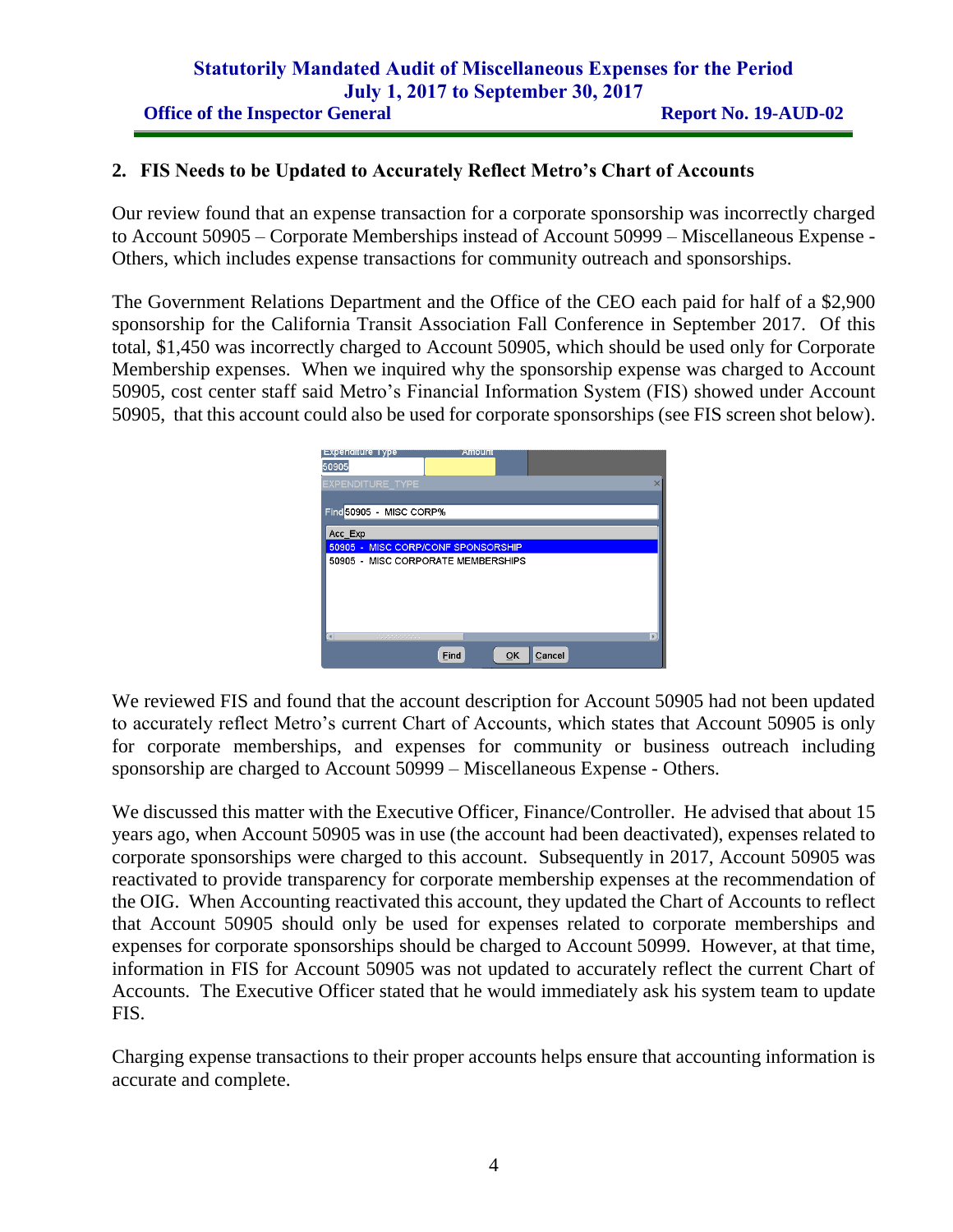## 2. FIS Needs to be Updated to Accurately Reflect Metro's Chart of Accounts

Our review found that an expense transaction for a corporate sponsorship was incorrectly charged to Account 50905 – Corporate Memberships instead of Account 50999 – Miscellaneous Expense - Others, which includes expense transactions for community outreach and sponsorships.

The Government Relations Department and the Office of the CEO each paid for half of a $2,900 sponsorship for the California Transit Association Fall Conference in September 2017. Of this total, $1,450 was incorrectly charged to Account 50905, which should be used only for Corporate Membership expenses. When we inquired why the sponsorship expense was charged to Account 50905, cost center staff said Metro's Financial Information System (FIS) showed under Account 50905, that this account could also be used for corporate sponsorships (see FIS screen shot below).

We reviewed FIS and found that the account description for Account 50905 had not been updated to accurately reflect Metro's current Chart of Accounts, which states that Account 50905 is only for corporate memberships, and expenses for community or business outreach including sponsorship are charged to Account 50999 – Miscellaneous Expense - Others.

We discussed this matter with the Executive Officer, Finance/Controller. He advised that about 15 years ago, when Account 50905 was in use (the account had been deactivated), expenses related to corporate sponsorships were charged to this account. Subsequently in 2017, Account 50905 was reactivated to provide transparency for corporate membership expenses at the recommendation of the OIG. When Accounting reactivated this account, they updated the Chart of Accounts to reflect that Account 50905 should only be used for expenses related to corporate memberships and expenses for corporate sponsorships should be charged to Account 50999. However, at that time, information in FIS for Account 50905 was not updated to accurately reflect the current Chart of Accounts. The Executive Officer stated that he would immediately ask his system team to update FIS.

Charging expense transactions to their proper accounts helps ensure that accounting information is accurate and complete.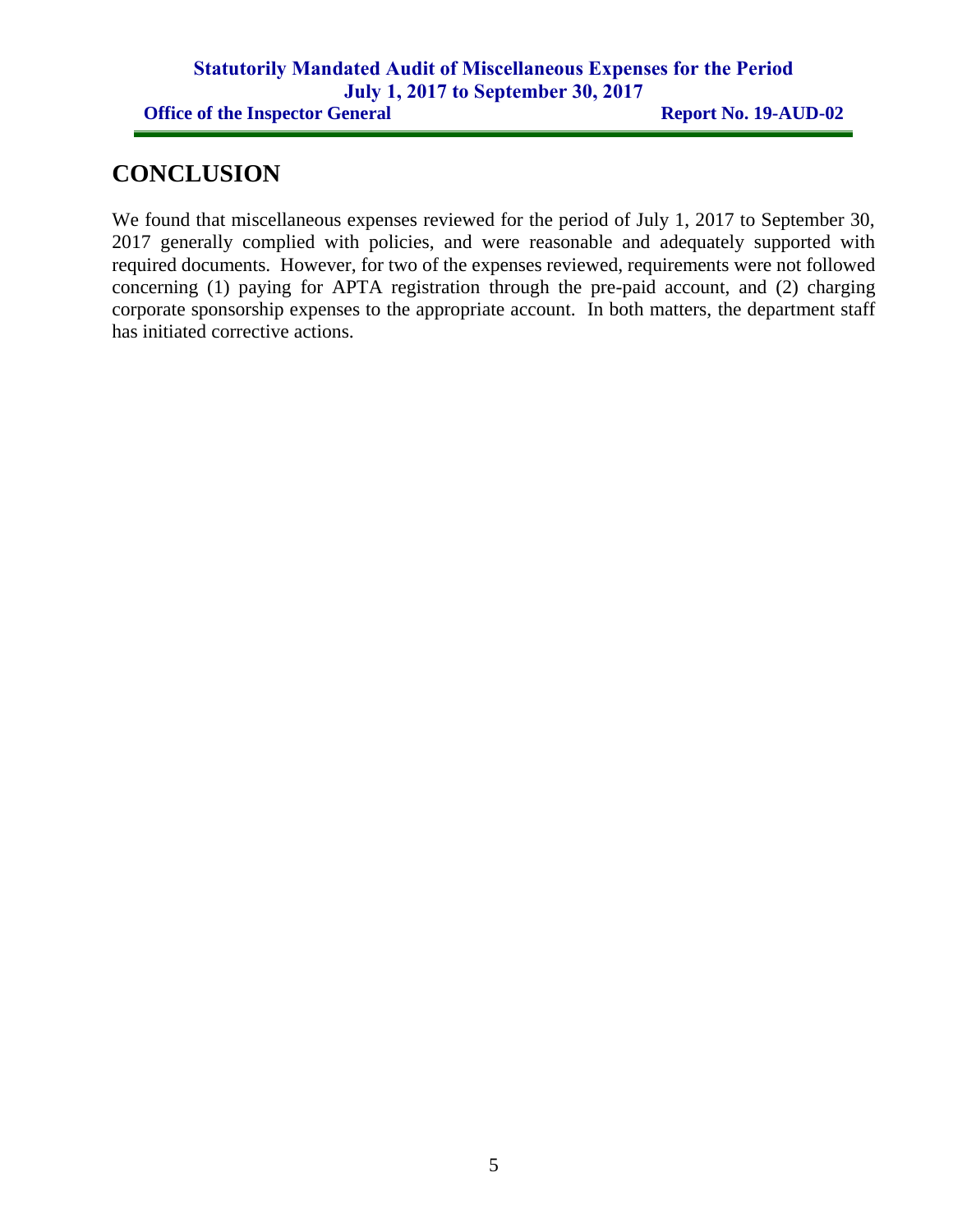## CONCLUSION

We found that miscellaneous expenses reviewed for the period of July 1, 2017 to September 30, 2017 generally complied with policies, and were reasonable and adequately supported with required documents. However, for two of the expenses reviewed, requirements were not followed concerning (1) paying for APTA registration through the pre-paid account, and (2) charging corporate sponsorship expenses to the appropriate account. In both matters, the department staff has initiated corrective actions.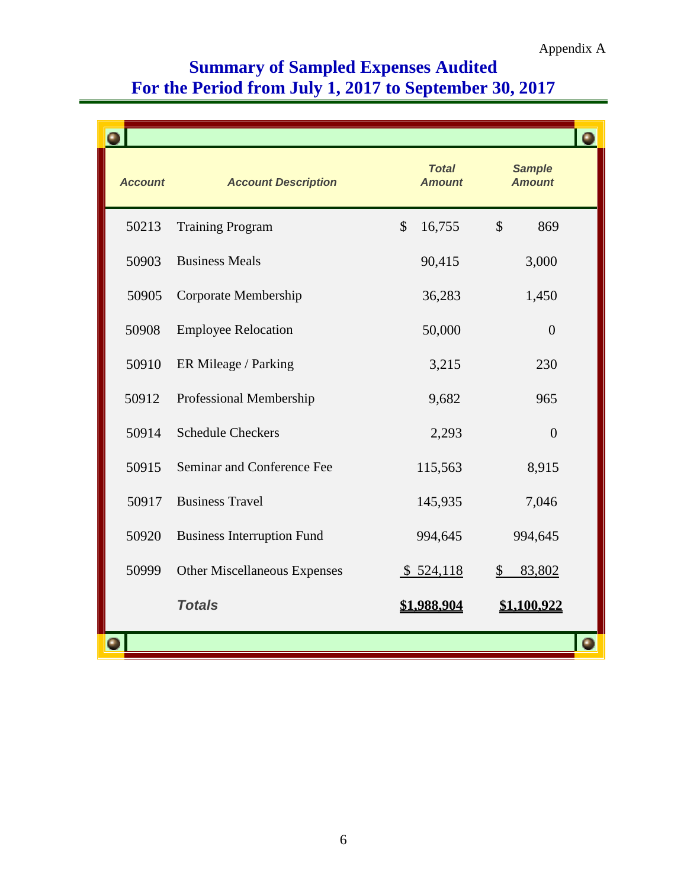Appendix A

# Summary of Sampled Expenses Audited
# For the Period from July 1, 2017 to September 30, 2017

| Account | Account Description | Total Amount | Sample Amount |
|---|---|---|---|
| 50213 | Training Program | $ 16,755 | $ 869 |
| 50903 | Business Meals | 90,415 | 3,000 |
| 50905 | Corporate Membership | 36,283 | 1,450 |
| 50908 | Employee Relocation | 50,000 | 0 |
| 50910 | ER Mileage / Parking | 3,215 | 230 |
| 50912 | Professional Membership | 9,682 | 965 |
| 50914 | Schedule Checkers | 2,293 | 0 |
| 50915 | Seminar and Conference Fee | 115,563 | 8,915 |
| 50917 | Business Travel | 145,935 | 7,046 |
| 50920 | Business Interruption Fund | 994,645 | 994,645 |
| 50999 | Other Miscellaneous Expenses | $ 524,118 | $ 83,802 |
| | ***Totals*** | **$1,988,904** | **$1,100,922** |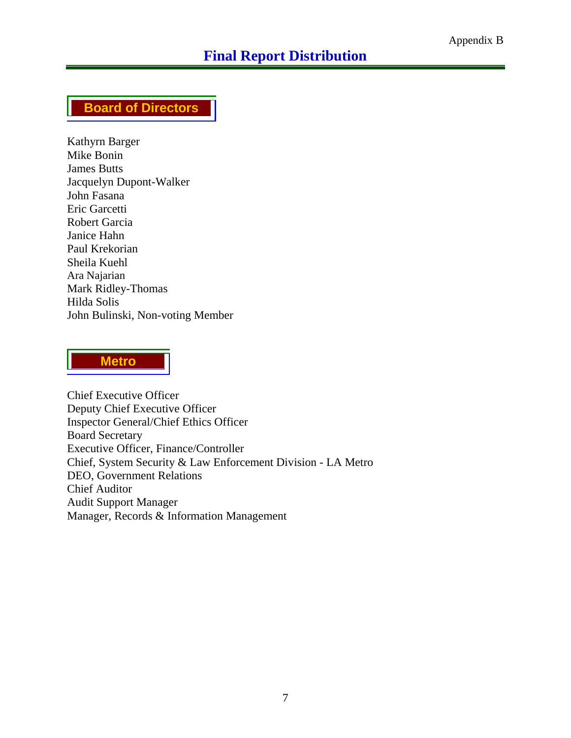Appendix B

# Final Report Distribution

## Board of Directors

Kathyrn Barger
Mike Bonin
James Butts
Jacquelyn Dupont-Walker
John Fasana
Eric Garcetti
Robert Garcia
Janice Hahn
Paul Krekorian
Sheila Kuehl
Ara Najarian
Mark Ridley-Thomas
Hilda Solis
John Bulinski, Non-voting Member

## Metro

Chief Executive Officer
Deputy Chief Executive Officer
Inspector General/Chief Ethics Officer
Board Secretary
Executive Officer, Finance/Controller
Chief, System Security & Law Enforcement Division - LA Metro
DEO, Government Relations
Chief Auditor
Audit Support Manager
Manager, Records & Information Management